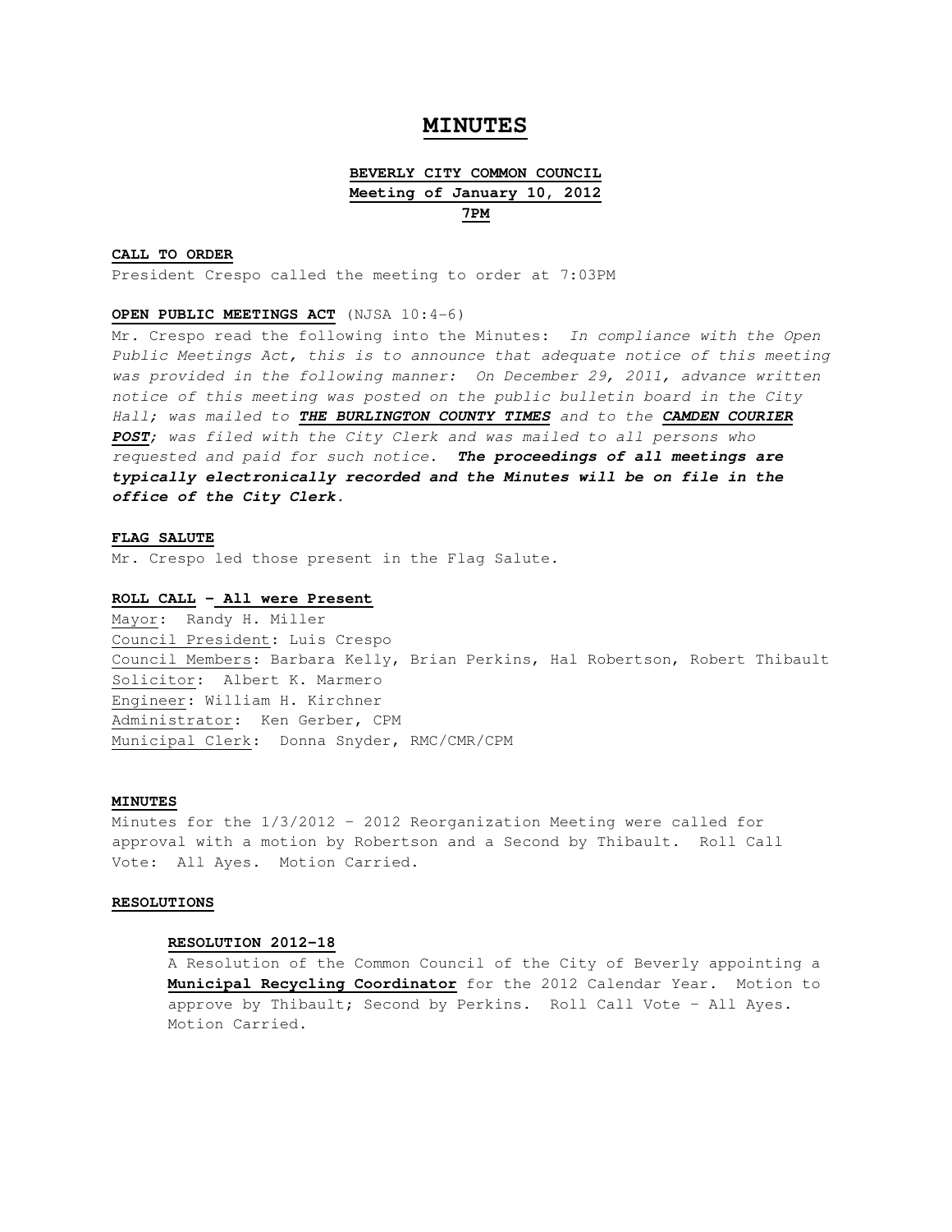# MINUTES

## BEVERLY CITY COMMON COUNCIL
## Meeting of January 10, 2012
## 7PM

**CALL TO ORDER**

President Crespo called the meeting to order at 7:03PM

**OPEN PUBLIC MEETINGS ACT** (NJSA 10:4-6)

Mr. Crespo read the following into the Minutes: *In compliance with the Open Public Meetings Act, this is to announce that adequate notice of this meeting was provided in the following manner: On December 29, 2011, advance written notice of this meeting was posted on the public bulletin board in the City Hall; was mailed to **THE BURLINGTON COUNTY TIMES** and to the **CAMDEN COURIER POST**; was filed with the City Clerk and was mailed to all persons who requested and paid for such notice.* ***The proceedings of all meetings are typically electronically recorded and the Minutes will be on file in the office of the City Clerk.***

**FLAG SALUTE**

Mr. Crespo led those present in the Flag Salute.

**ROLL CALL – All were Present**

Mayor: Randy H. Miller
Council President: Luis Crespo
Council Members: Barbara Kelly, Brian Perkins, Hal Robertson, Robert Thibault
Solicitor: Albert K. Marmero
Engineer: William H. Kirchner
Administrator: Ken Gerber, CPM
Municipal Clerk: Donna Snyder, RMC/CMR/CPM

**MINUTES**

Minutes for the 1/3/2012 – 2012 Reorganization Meeting were called for approval with a motion by Robertson and a Second by Thibault. Roll Call Vote: All Ayes. Motion Carried.

**RESOLUTIONS**

**RESOLUTION 2012-18**

A Resolution of the Common Council of the City of Beverly appointing a **Municipal Recycling Coordinator** for the 2012 Calendar Year. Motion to approve by Thibault; Second by Perkins. Roll Call Vote – All Ayes. Motion Carried.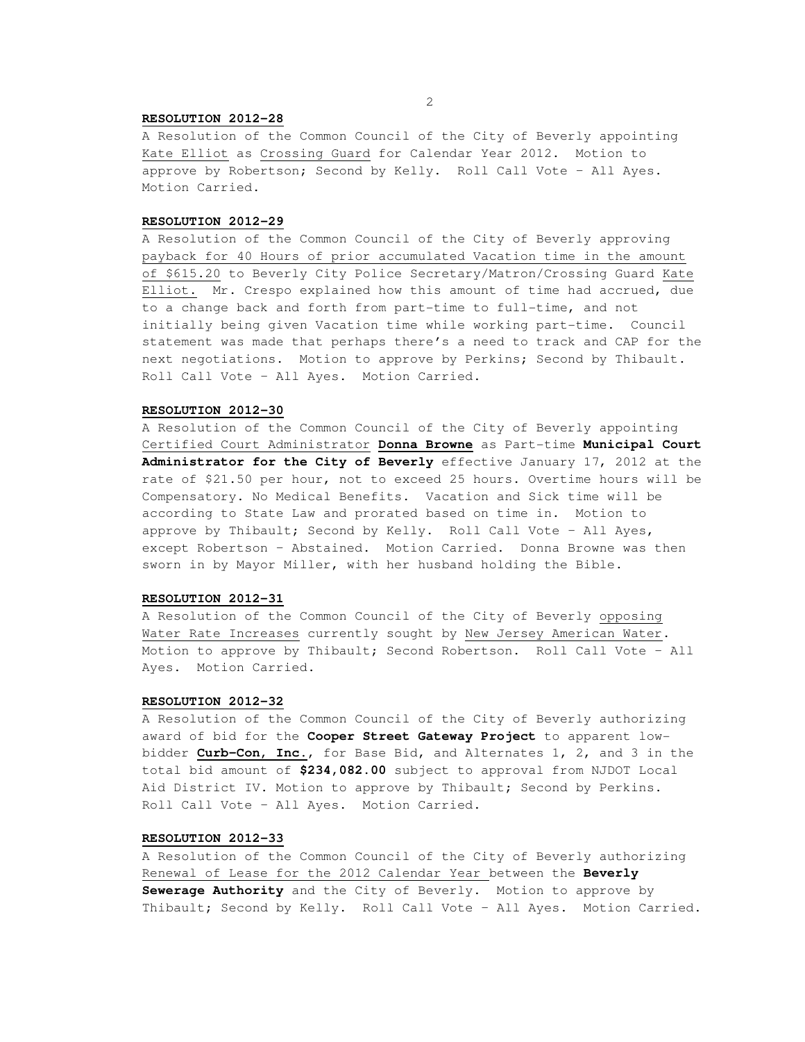**RESOLUTION 2012-28**

A Resolution of the Common Council of the City of Beverly appointing Kate Elliot as Crossing Guard for Calendar Year 2012. Motion to approve by Robertson; Second by Kelly. Roll Call Vote – All Ayes. Motion Carried.

**RESOLUTION 2012-29**

A Resolution of the Common Council of the City of Beverly approving payback for 40 Hours of prior accumulated Vacation time in the amount of $615.20 to Beverly City Police Secretary/Matron/Crossing Guard Kate Elliot. Mr. Crespo explained how this amount of time had accrued, due to a change back and forth from part-time to full-time, and not initially being given Vacation time while working part-time. Council statement was made that perhaps there's a need to track and CAP for the next negotiations. Motion to approve by Perkins; Second by Thibault. Roll Call Vote – All Ayes. Motion Carried.

**RESOLUTION 2012-30**

A Resolution of the Common Council of the City of Beverly appointing Certified Court Administrator **Donna Browne** as Part-time **Municipal Court Administrator for the City of Beverly** effective January 17, 2012 at the rate of $21.50 per hour, not to exceed 25 hours. Overtime hours will be Compensatory. No Medical Benefits. Vacation and Sick time will be according to State Law and prorated based on time in. Motion to approve by Thibault; Second by Kelly. Roll Call Vote – All Ayes, except Robertson – Abstained. Motion Carried. Donna Browne was then sworn in by Mayor Miller, with her husband holding the Bible.

**RESOLUTION 2012-31**

A Resolution of the Common Council of the City of Beverly opposing Water Rate Increases currently sought by New Jersey American Water. Motion to approve by Thibault; Second Robertson. Roll Call Vote – All Ayes. Motion Carried.

**RESOLUTION 2012-32**

A Resolution of the Common Council of the City of Beverly authorizing award of bid for the **Cooper Street Gateway Project** to apparent low-bidder **Curb-Con, Inc.**, for Base Bid, and Alternates 1, 2, and 3 in the total bid amount of **$234,082.00** subject to approval from NJDOT Local Aid District IV. Motion to approve by Thibault; Second by Perkins. Roll Call Vote – All Ayes. Motion Carried.

**RESOLUTION 2012-33**

A Resolution of the Common Council of the City of Beverly authorizing Renewal of Lease for the 2012 Calendar Year between the **Beverly Sewerage Authority** and the City of Beverly. Motion to approve by Thibault; Second by Kelly. Roll Call Vote – All Ayes. Motion Carried.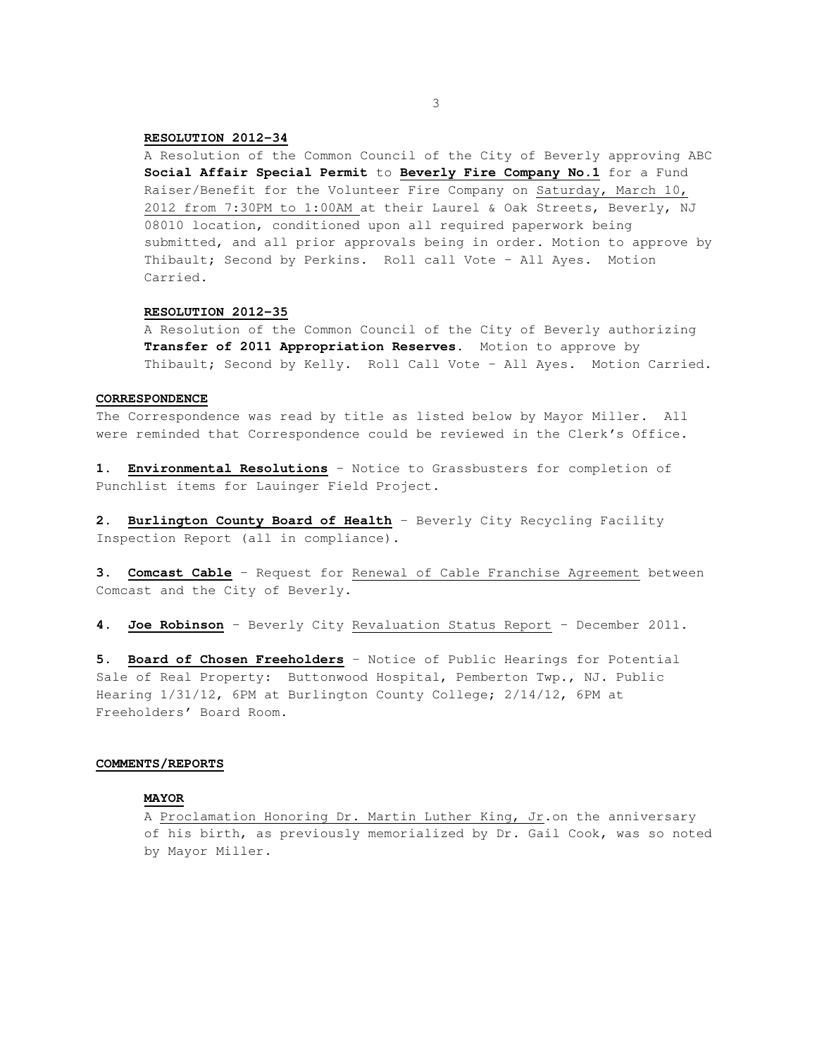**RESOLUTION 2012-34**

A Resolution of the Common Council of the City of Beverly approving ABC **Social Affair Special Permit** to **Beverly Fire Company No.1** for a Fund Raiser/Benefit for the Volunteer Fire Company on Saturday, March 10, 2012 from 7:30PM to 1:00AM at their Laurel & Oak Streets, Beverly, NJ 08010 location, conditioned upon all required paperwork being submitted, and all prior approvals being in order. Motion to approve by Thibault; Second by Perkins. Roll call Vote – All Ayes. Motion Carried.

**RESOLUTION 2012-35**

A Resolution of the Common Council of the City of Beverly authorizing **Transfer of 2011 Appropriation Reserves.** Motion to approve by Thibault; Second by Kelly. Roll Call Vote – All Ayes. Motion Carried.

**CORRESPONDENCE**

The Correspondence was read by title as listed below by Mayor Miller. All were reminded that Correspondence could be reviewed in the Clerk's Office.

**1. Environmental Resolutions** – Notice to Grassbusters for completion of Punchlist items for Lauinger Field Project.

**2. Burlington County Board of Health** – Beverly City Recycling Facility Inspection Report (all in compliance).

**3. Comcast Cable** – Request for Renewal of Cable Franchise Agreement between Comcast and the City of Beverly.

**4. Joe Robinson** – Beverly City Revaluation Status Report – December 2011.

**5. Board of Chosen Freeholders** – Notice of Public Hearings for Potential Sale of Real Property: Buttonwood Hospital, Pemberton Twp., NJ. Public Hearing 1/31/12, 6PM at Burlington County College; 2/14/12, 6PM at Freeholders' Board Room.

**COMMENTS/REPORTS**

**MAYOR**

A Proclamation Honoring Dr. Martin Luther King, Jr.on the anniversary of his birth, as previously memorialized by Dr. Gail Cook, was so noted by Mayor Miller.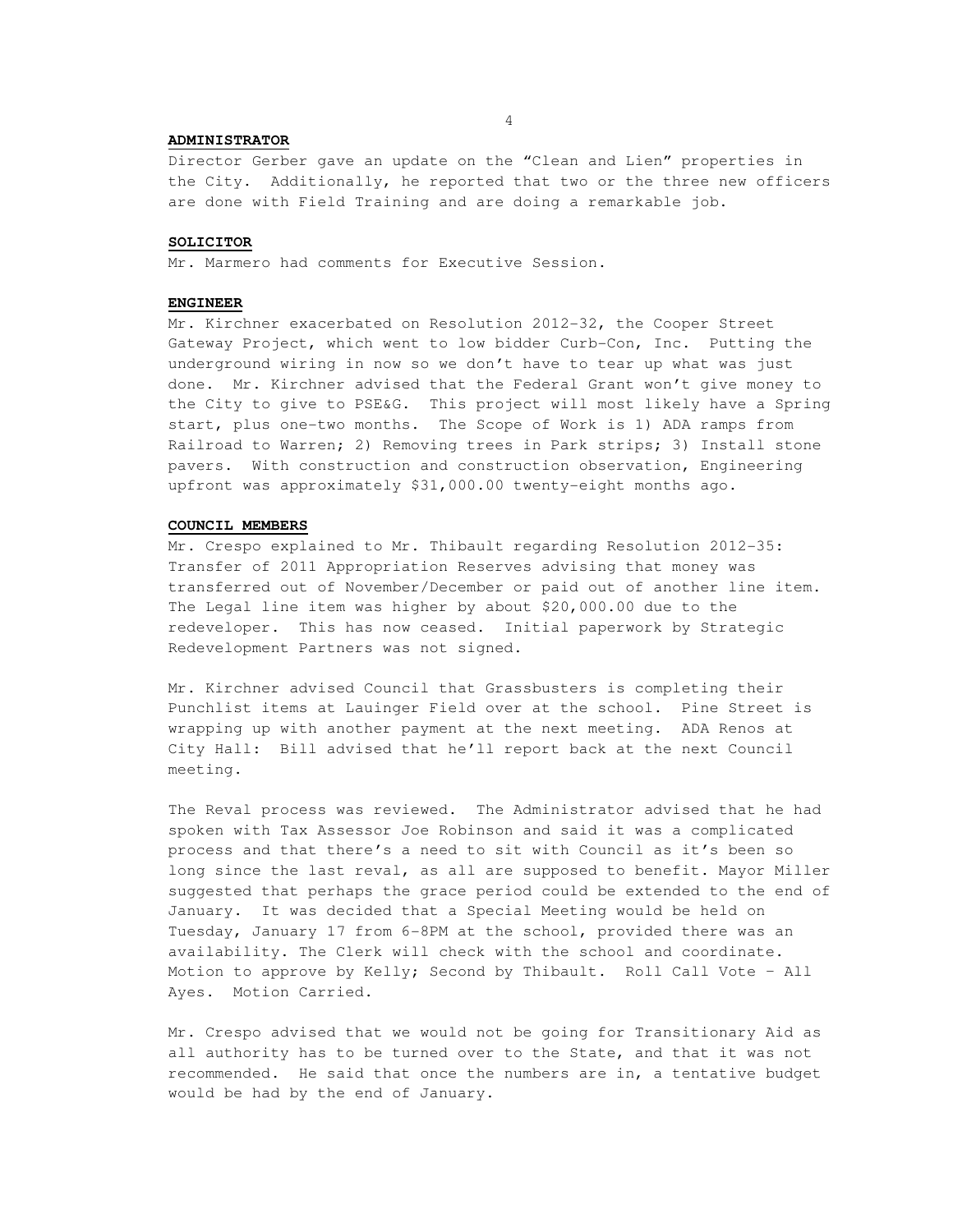**ADMINISTRATOR**

Director Gerber gave an update on the "Clean and Lien" properties in the City. Additionally, he reported that two or the three new officers are done with Field Training and are doing a remarkable job.

**SOLICITOR**

Mr. Marmero had comments for Executive Session.

**ENGINEER**

Mr. Kirchner exacerbated on Resolution 2012-32, the Cooper Street Gateway Project, which went to low bidder Curb-Con, Inc. Putting the underground wiring in now so we don't have to tear up what was just done. Mr. Kirchner advised that the Federal Grant won't give money to the City to give to PSE&G. This project will most likely have a Spring start, plus one-two months. The Scope of Work is 1) ADA ramps from Railroad to Warren; 2) Removing trees in Park strips; 3) Install stone pavers. With construction and construction observation, Engineering upfront was approximately $31,000.00 twenty-eight months ago.

**COUNCIL MEMBERS**

Mr. Crespo explained to Mr. Thibault regarding Resolution 2012-35: Transfer of 2011 Appropriation Reserves advising that money was transferred out of November/December or paid out of another line item. The Legal line item was higher by about $20,000.00 due to the redeveloper. This has now ceased. Initial paperwork by Strategic Redevelopment Partners was not signed.

Mr. Kirchner advised Council that Grassbusters is completing their Punchlist items at Lauinger Field over at the school. Pine Street is wrapping up with another payment at the next meeting. ADA Renos at City Hall: Bill advised that he'll report back at the next Council meeting.

The Reval process was reviewed. The Administrator advised that he had spoken with Tax Assessor Joe Robinson and said it was a complicated process and that there's a need to sit with Council as it's been so long since the last reval, as all are supposed to benefit. Mayor Miller suggested that perhaps the grace period could be extended to the end of January. It was decided that a Special Meeting would be held on Tuesday, January 17 from 6-8PM at the school, provided there was an availability. The Clerk will check with the school and coordinate. Motion to approve by Kelly; Second by Thibault. Roll Call Vote – All Ayes. Motion Carried.

Mr. Crespo advised that we would not be going for Transitionary Aid as all authority has to be turned over to the State, and that it was not recommended. He said that once the numbers are in, a tentative budget would be had by the end of January.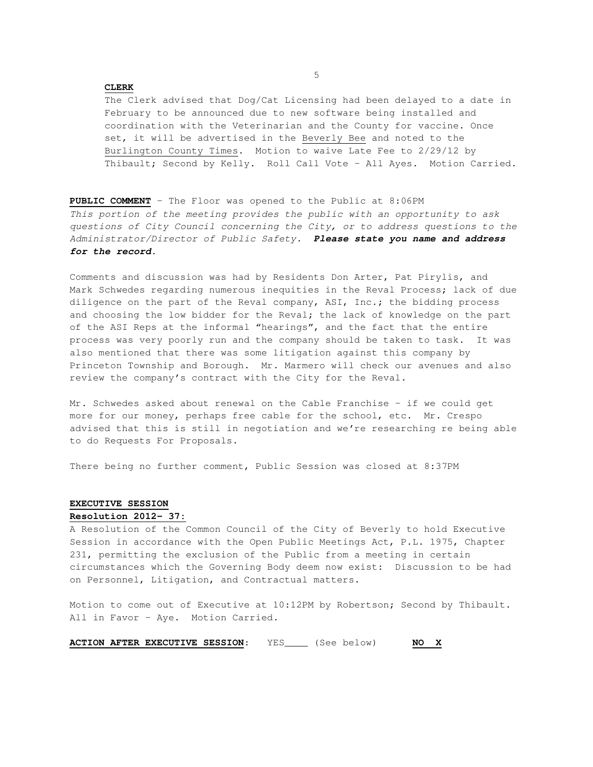**CLERK**

The Clerk advised that Dog/Cat Licensing had been delayed to a date in February to be announced due to new software being installed and coordination with the Veterinarian and the County for vaccine. Once set, it will be advertised in the Beverly Bee and noted to the Burlington County Times. Motion to waive Late Fee to 2/29/12 by Thibault; Second by Kelly. Roll Call Vote – All Ayes. Motion Carried.

**PUBLIC COMMENT** – The Floor was opened to the Public at 8:06PM

*This portion of the meeting provides the public with an opportunity to ask questions of City Council concerning the City, or to address questions to the Administrator/Director of Public Safety.* ***Please state you name and address for the record.***

Comments and discussion was had by Residents Don Arter, Pat Pirylis, and Mark Schwedes regarding numerous inequities in the Reval Process; lack of due diligence on the part of the Reval company, ASI, Inc.; the bidding process and choosing the low bidder for the Reval; the lack of knowledge on the part of the ASI Reps at the informal "hearings", and the fact that the entire process was very poorly run and the company should be taken to task. It was also mentioned that there was some litigation against this company by Princeton Township and Borough. Mr. Marmero will check our avenues and also review the company's contract with the City for the Reval.

Mr. Schwedes asked about renewal on the Cable Franchise – if we could get more for our money, perhaps free cable for the school, etc. Mr. Crespo advised that this is still in negotiation and we're researching re being able to do Requests For Proposals.

There being no further comment, Public Session was closed at 8:37PM

**EXECUTIVE SESSION**

**Resolution 2012– 37:**

A Resolution of the Common Council of the City of Beverly to hold Executive Session in accordance with the Open Public Meetings Act, P.L. 1975, Chapter 231, permitting the exclusion of the Public from a meeting in certain circumstances which the Governing Body deem now exist: Discussion to be had on Personnel, Litigation, and Contractual matters.

Motion to come out of Executive at 10:12PM by Robertson; Second by Thibault. All in Favor – Aye. Motion Carried.

**ACTION AFTER EXECUTIVE SESSION**: YES____ (See below) **NO X**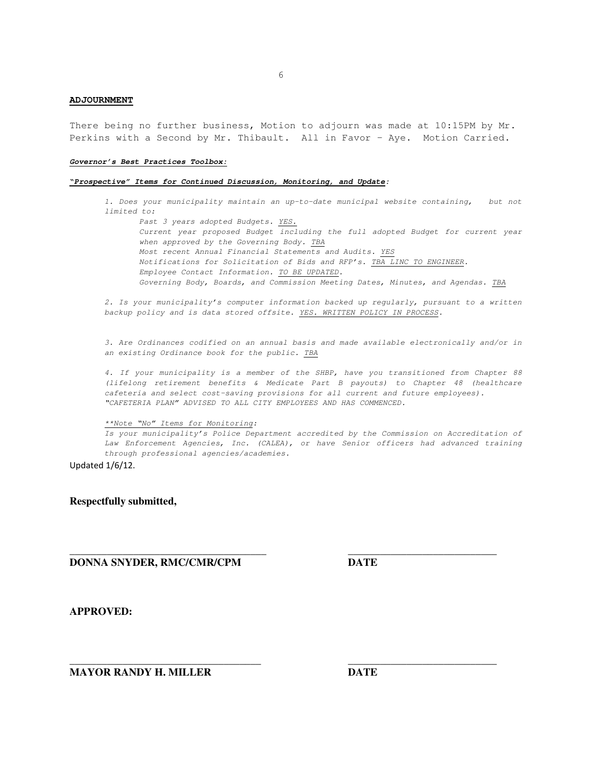**ADJOURNMENT**

There being no further business, Motion to adjourn was made at 10:15PM by Mr. Perkins with a Second by Mr. Thibault. All in Favor – Aye. Motion Carried.

***Governor's Best Practices Toolbox:***

***"Prospective" Items for Continued Discussion, Monitoring, and Update:***

*1. Does your municipality maintain an up-to-date municipal website containing, but not limited to:*

*Past 3 years adopted Budgets. YES.*
*Current year proposed Budget including the full adopted Budget for current year when approved by the Governing Body. TBA*
*Most recent Annual Financial Statements and Audits. YES*
*Notifications for Solicitation of Bids and RFP's. TBA LINC TO ENGINEER.*
*Employee Contact Information. TO BE UPDATED.*
*Governing Body, Boards, and Commission Meeting Dates, Minutes, and Agendas. TBA*

*2. Is your municipality's computer information backed up regularly, pursuant to a written backup policy and is data stored offsite. YES. WRITTEN POLICY IN PROCESS.*

*3. Are Ordinances codified on an annual basis and made available electronically and/or in an existing Ordinance book for the public. TBA*

*4. If your municipality is a member of the SHBP, have you transitioned from Chapter 88 (lifelong retirement benefits & Medicate Part B payouts) to Chapter 48 (healthcare cafeteria and select cost-saving provisions for all current and future employees). "CAFETERIA PLAN" ADVISED TO ALL CITY EMPLOYEES AND HAS COMMENCED.*

*\*\*Note "No" Items for Monitoring:*
*Is your municipality's Police Department accredited by the Commission on Accreditation of Law Enforcement Agencies, Inc. (CALEA), or have Senior officers had advanced training through professional agencies/academies.*

Updated 1/6/12.

**Respectfully submitted,**

\_\_\_\_\_\_\_\_\_\_\_\_\_\_\_\_\_\_\_\_\_\_\_\_\_\_\_\_\_\_\_\_\_\_\_\_ \_\_\_\_\_\_\_\_\_\_\_\_\_\_\_\_\_\_\_\_\_\_\_\_\_\_\_\_

**DONNA SNYDER, RMC/CMR/CPM DATE**

**APPROVED:**

\_\_\_\_\_\_\_\_\_\_\_\_\_\_\_\_\_\_\_\_\_\_\_\_\_\_\_\_\_\_\_\_\_\_\_\_ \_\_\_\_\_\_\_\_\_\_\_\_\_\_\_\_\_\_\_\_\_\_\_\_\_\_\_\_

**MAYOR RANDY H. MILLER DATE**